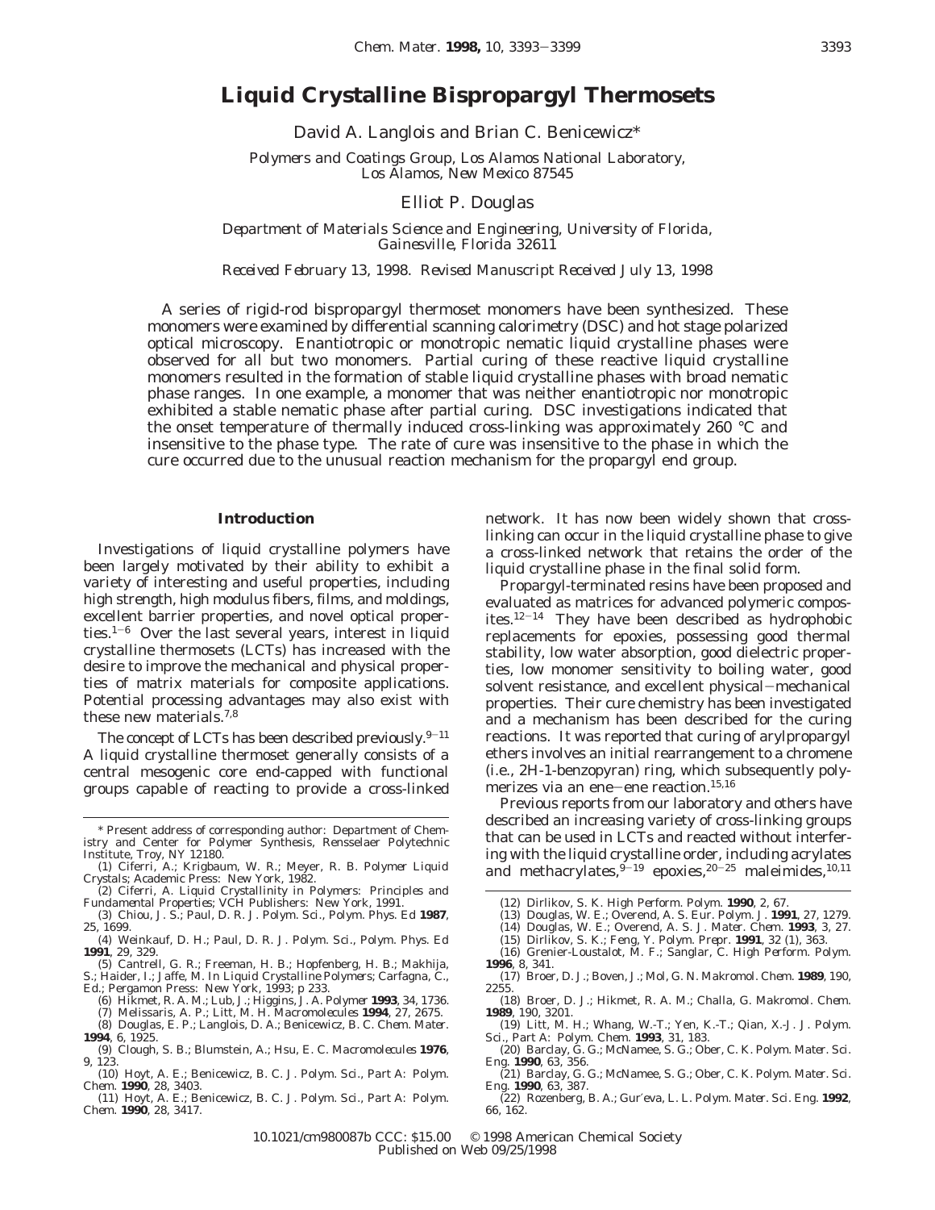# Liquid Crystalline Bispropargyl Thermosets

David A. Langlois and Brian C. Benicewicz*

*Polymers and Coatings Group, Los Alamos National Laboratory, Los Alamos, New Mexico 87545*

Elliot P. Douglas

*Department of Materials Science and Engineering, University of Florida, Gainesville, Florida 32611*

*Received February 13, 1998. Revised Manuscript Received July 13, 1998*

A series of rigid-rod bispropargyl thermoset monomers have been synthesized. These monomers were examined by differential scanning calorimetry (DSC) and hot stage polarized optical microscopy. Enantiotropic or monotropic nematic liquid crystalline phases were observed for all but two monomers. Partial curing of these reactive liquid crystalline monomers resulted in the formation of stable liquid crystalline phases with broad nematic phase ranges. In one example, a monomer that was neither enantiotropic nor monotropic exhibited a stable nematic phase after partial curing. DSC investigations indicated that the onset temperature of thermally induced cross-linking was approximately 260 °C and insensitive to the phase type. The rate of cure was insensitive to the phase in which the cure occurred due to the unusual reaction mechanism for the propargyl end group.

## Introduction

Investigations of liquid crystalline polymers have been largely motivated by their ability to exhibit a variety of interesting and useful properties, including high strength, high modulus fibers, films, and moldings, excellent barrier properties, and novel optical properties.[1-6] Over the last several years, interest in liquid crystalline thermosets (LCTs) has increased with the desire to improve the mechanical and physical properties of matrix materials for composite applications. Potential processing advantages may also exist with these new materials.[7,8]

The concept of LCTs has been described previously.[9-11] A liquid crystalline thermoset generally consists of a central mesogenic core end-capped with functional groups capable of reacting to provide a cross-linked network. It has now been widely shown that cross-linking can occur in the liquid crystalline phase to give a cross-linked network that retains the order of the liquid crystalline phase in the final solid form.

Propargyl-terminated resins have been proposed and evaluated as matrices for advanced polymeric composites.[12-14] They have been described as hydrophobic replacements for epoxies, possessing good thermal stability, low water absorption, good dielectric properties, low monomer sensitivity to boiling water, good solvent resistance, and excellent physical–mechanical properties. Their cure chemistry has been investigated and a mechanism has been described for the curing reactions. It was reported that curing of arylpropargyl ethers involves an initial rearrangement to a chromene (i.e., 2H-1-benzopyran) ring, which subsequently polymerizes via an ene–ene reaction.[15,16]

Previous reports from our laboratory and others have described an increasing variety of cross-linking groups that can be used in LCTs and reacted without interfering with the liquid crystalline order, including acrylates and methacrylates,[9-19] epoxies,[20-25] maleimides,[10,11]

---

\* Present address of corresponding author: Department of Chemistry and Center for Polymer Synthesis, Rensselaer Polytechnic Institute, Troy, NY 12180.

(1) Ciferri, A.; Krigbaum, W. R.; Meyer, R. B. Polymer Liquid Crystals; Academic Press: New York, 1982.

(2) Ciferri, A. Liquid Crystallinity in Polymers: Principles and Fundamental Properties; VCH Publishers: New York, 1991.

(3) Chiou, J. S.; Paul, D. R. *J. Polym. Sci., Polym. Phys. Ed* **1987**, *25*, 1699.

(4) Weinkauf, D. H.; Paul, D. R. *J. Polym. Sci., Polym. Phys. Ed* **1991**, *29*, 329.

(5) Cantrell, G. R.; Freeman, H. B.; Hopfenberg, H. B.; Makhija, S.; Haider, I.; Jaffe, M. In Liquid Crystalline Polymers; Carfagna, C., Ed.; Pergamon Press: New York, 1993; p 233.

(6) Hikmet, R. A. M.; Lub, J.; Higgins, J. A. *Polymer* **1993**, *34*, 1736.

(7) Melissaris, A. P.; Litt, M. H. *Macromolecules* **1994**, *27*, 2675.

(8) Douglas, E. P.; Langlois, D. A.; Benicewicz, B. C. *Chem. Mater.* **1994**, *6*, 1925.

(9) Clough, S. B.; Blumstein, A.; Hsu, E. C. *Macromolecules* **1976**, *9*, 123.

(10) Hoyt, A. E.; Benicewicz, B. C. *J. Polym. Sci., Part A: Polym. Chem.* **1990**, *28*, 3403.

(11) Hoyt, A. E.; Benicewicz, B. C. *J. Polym. Sci., Part A: Polym. Chem.* **1990**, *28*, 3417.

(12) Dirlikov, S. K. *High Perform. Polym.* **1990**, *2*, 67.

(13) Douglas, W. E.; Overend, A. S. *Eur. Polym. J.* **1991**, *27*, 1279.

(14) Douglas, W. E.; Overend, A. S. *J. Mater. Chem.* **1993**, *3*, 27.

(15) Dirlikov, S. K.; Feng, Y. *Polym. Prepr.* **1991**, *32* (1), 363.

(16) Grenier-Loustalot, M. F.; Sanglar, C. *High Perform. Polym.* **1996**, *8*, 341.

(17) Broer, D. J.; Boven, J.; Mol, G. N. *Makromol. Chem.* **1989**, *190*, 2255.

(18) Broer, D. J.; Hikmet, R. A. M.; Challa, G. *Makromol. Chem.* **1989**, *190*, 3201.

(19) Litt, M. H.; Whang, W.-T.; Yen, K.-T.; Qian, X.-J. *J. Polym. Sci., Part A: Polym. Chem.* **1993**, *31*, 183.

(20) Barclay, G. G.; McNamee, S. G.; Ober, C. K. *Polym. Mater. Sci. Eng.* **1990**, *63*, 356.

(21) Barclay, G. G.; McNamee, S. G.; Ober, C. K. *Polym. Mater. Sci. Eng.* **1990**, *63*, 387.

(22) Rozenberg, B. A.; Gur'eva, L. L. *Polym. Mater. Sci. Eng.* **1992**, *66*, 162.

10.1021/cm980087b CCC: $15.00 © 1998 American Chemical Society
Published on Web 09/25/1998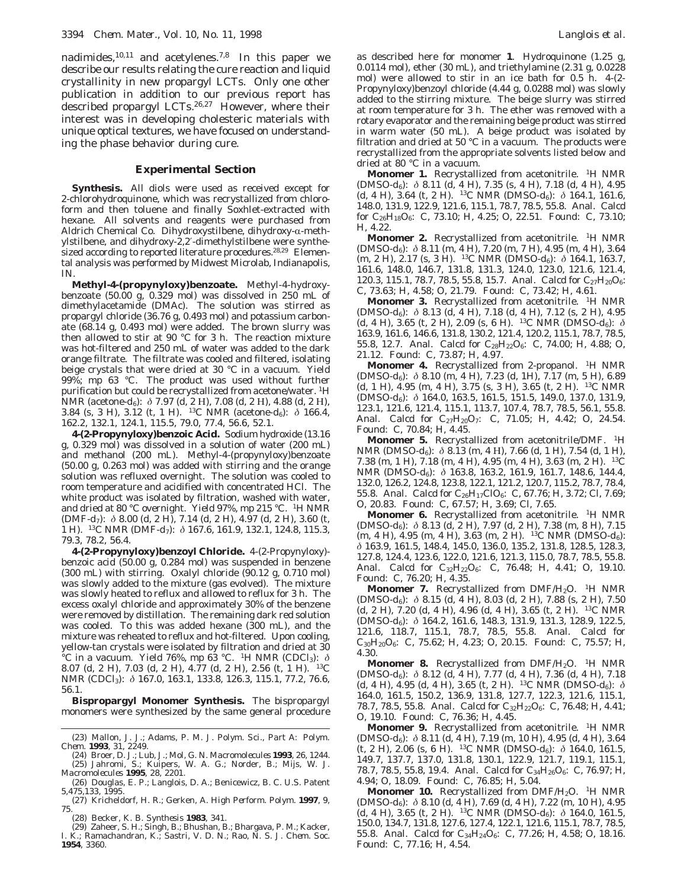nadimides,[10,11] and acetylenes.[7,8] In this paper we describe our results relating the cure reaction and liquid crystallinity in new propargyl LCTs. Only one other publication in addition to our previous report has described propargyl LCTs.[26,27] However, where their interest was in developing cholesteric materials with unique optical textures, we have focused on understanding the phase behavior during cure.

## Experimental Section

**Synthesis.** All diols were used as received except for 2-chlorohydroquinone, which was recrystallized from chloroform and then toluene and finally Soxhlet-extracted with hexane. All solvents and reagents were purchased from Aldrich Chemical Co. Dihydroxystilbene, dihydroxy-α-methylstilbene, and dihydroxy-2,2′-dimethylstilbene were synthesized according to reported literature procedures.[28,29] Elemental analysis was performed by Midwest Microlab, Indianapolis, IN.

**Methyl-4-(propynyloxy)benzoate.** Methyl-4-hydroxybenzoate (50.00 g, 0.329 mol) was dissolved in 250 mL of dimethylacetamide (DMAc). The solution was stirred as propargyl chloride (36.76 g, 0.493 mol) and potassium carbonate (68.14 g, 0.493 mol) were added. The brown slurry was then allowed to stir at 90 °C for 3 h. The reaction mixture was hot-filtered and 250 mL of water was added to the dark orange filtrate. The filtrate was cooled and filtered, isolating beige crystals that were dried at 30 °C in a vacuum. Yield 99%; mp 63 °C. The product was used without further purification but could be recrystallized from acetone/water. $^1$H NMR (acetone-$d_6$): δ 7.97 (d, 2 H), 7.08 (d, 2 H), 4.88 (d, 2 H), 3.84 (s, 3 H), 3.12 (t, 1 H). $^{13}$C NMR (acetone-$d_6$): δ 166.4, 162.2, 132.1, 124.1, 115.5, 79.0, 77.4, 56.6, 52.1.

**4-(2-Propynyloxy)benzoic Acid.** Sodium hydroxide (13.16 g, 0.329 mol) was dissolved in a solution of water (200 mL) and methanol (200 mL). Methyl-4-(propynyloxy)benzoate (50.00 g, 0.263 mol) was added with stirring and the orange solution was refluxed overnight. The solution was cooled to room temperature and acidified with concentrated HCl. The white product was isolated by filtration, washed with water, and dried at 80 °C overnight. Yield 97%, mp 215 °C. $^1$H NMR (DMF-$d_7$): δ 8.00 (d, 2 H), 7.14 (d, 2 H), 4.97 (d, 2 H), 3.60 (t, 1 H). $^{13}$C NMR (DMF-$d_7$): δ 167.6, 161.9, 132.1, 124.8, 115.3, 79.3, 78.2, 56.4.

**4-(2-Propynyloxy)benzoyl Chloride.** 4-(2-Propynyloxy)benzoic acid (50.00 g, 0.284 mol) was suspended in benzene (300 mL) with stirring. Oxalyl chloride (90.12 g, 0.710 mol) was slowly added to the mixture (gas evolved). The mixture was slowly heated to reflux and allowed to reflux for 3 h. The excess oxalyl chloride and approximately 30% of the benzene were removed by distillation. The remaining dark red solution was cooled. To this was added hexane (300 mL), and the mixture was reheated to reflux and hot-filtered. Upon cooling, yellow-tan crystals were isolated by filtration and dried at 30 °C in a vacuum. Yield 76%, mp 63 °C. $^1$H NMR ($CDCl_3$): δ 8.07 (d, 2 H), 7.03 (d, 2 H), 4.77 (d, 2 H), 2.56 (t, 1 H). $^{13}$C NMR ($CDCl_3$): δ 167.0, 163.1, 133.8, 126.3, 115.1, 77.2, 76.6, 56.1.

**Bispropargyl Monomer Synthesis.** The bispropargyl monomers were synthesized by the same general procedure as described here for monomer **1**. Hydroquinone (1.25 g, 0.0114 mol), ether (30 mL), and triethylamine (2.31 g, 0.0228 mol) were allowed to stir in an ice bath for 0.5 h. 4-(2-Propynyloxy)benzoyl chloride (4.44 g, 0.0288 mol) was slowly added to the stirring mixture. The beige slurry was stirred at room temperature for 3 h. The ether was removed with a rotary evaporator and the remaining beige product was stirred in warm water (50 mL). A beige product was isolated by filtration and dried at 50 °C in a vacuum. The products were recrystallized from the appropriate solvents listed below and dried at 80 °C in a vacuum.

**Monomer 1.** Recrystallized from acetonitrile. $^1$H NMR (DMSO-$d_6$): δ 8.11 (d, 4 H), 7.35 (s, 4 H), 7.18 (d, 4 H), 4.95 (d, 4 H), 3.64 (t, 2 H). $^{13}$C NMR (DMSO-$d_6$): δ 164.1, 161.6, 148.0, 131.9, 122.9, 121.6, 115.1, 78.7, 78.5, 55.8. Anal. Calcd for $C_{26}H_{18}O_6$: C, 73.10; H, 4.25; O, 22.51. Found: C, 73.10; H, 4.22.

**Monomer 2.** Recrystallized from acetonitrile. $^1$H NMR (DMSO-$d_6$): δ 8.11 (m, 4 H), 7.20 (m, 7 H), 4.95 (m, 4 H), 3.64 (m, 2 H), 2.17 (s, 3 H). $^{13}$C NMR (DMSO-$d_6$): δ 164.1, 163.7, 161.6, 148.0, 146.7, 131.8, 131.3, 124.0, 123.0, 121.6, 121.4, 120.3, 115.1, 78.7, 78.5, 55.8, 15.7. Anal. Calcd for $C_{27}H_{20}O_6$: C, 73.63; H, 4.58; O, 21.79. Found: C, 73.42; H, 4.61.

**Monomer 3.** Recrystallized from acetonitrile. $^1$H NMR (DMSO-$d_6$): δ 8.13 (d, 4 H), 7.18 (d, 4 H), 7.12 (s, 2 H), 4.95 (d, 4 H), 3.65 (t, 2 H), 2.09 (s, 6 H). $^{13}$C NMR (DMSO-$d_6$): δ 163.9, 161.6, 146.6, 131.8, 130.2, 121.4, 120.2, 115.1, 78.7, 78.5, 55.8, 12.7. Anal. Calcd for $C_{28}H_{22}O_6$: C, 74.00; H, 4.88; O, 21.12. Found: C, 73.87; H, 4.97.

**Monomer 4.** Recrystallized from 2-propanol. $^1$H NMR (DMSO-$d_6$): δ 8.10 (m, 4 H), 7.23 (d, 1H), 7.17 (m, 5 H), 6.89 (d, 1 H), 4.95 (m, 4 H), 3.75 (s, 3 H), 3.65 (t, 2 H). $^{13}$C NMR (DMSO-$d_6$): δ 164.0, 163.5, 161.5, 151.5, 149.0, 137.0, 131.9, 123.1, 121.6, 121.4, 115.1, 113.7, 107.4, 78.7, 78.5, 56.1, 55.8. Anal. Calcd for $C_{27}H_{20}O_7$: C, 71.05; H, 4.42; O, 24.54. Found: C, 70.84; H, 4.45.

**Monomer 5.** Recrystallized from acetonitrile/DMF. $^1$H NMR (DMSO-$d_6$): δ 8.13 (m, 4 H), 7.66 (d, 1 H), 7.54 (d, 1 H), 7.38 (m, 1 H), 7.18 (m, 4 H), 4.95 (m, 4 H), 3.63 (m, 2 H). $^{13}$C NMR (DMSO-$d_6$): δ 163.8, 163.2, 161.9, 161.7, 148.6, 144.4, 132.0, 126.2, 124.8, 123.8, 122.1, 121.2, 120.7, 115.2, 78.7, 78.4, 55.8. Anal. Calcd for $C_{26}H_{17}ClO_6$: C, 67.76; H, 3.72; Cl, 7.69; O, 20.83. Found: C, 67.57; H, 3.69; Cl, 7.65.

**Monomer 6.** Recrystallized from acetonitrile. $^1$H NMR (DMSO-$d_6$): δ 8.13 (d, 2 H), 7.97 (d, 2 H), 7.38 (m, 8 H), 7.15 (m, 4 H), 4.95 (m, 4 H), 3.63 (m, 2 H). $^{13}$C NMR (DMSO-$d_6$): δ 163.9, 161.5, 148.4, 145.0, 136.0, 135.2, 131.8, 128.5, 128.3, 127.8, 124.4, 123.6, 122.0, 121.6, 121.3, 115.0, 78.7, 78.5, 55.8. Anal. Calcd for $C_{32}H_{22}O_6$: C, 76.48; H, 4.41; O, 19.10. Found: C, 76.20; H, 4.35.

**Monomer 7.** Recrystallized from DMF/$H_2O$. $^1$H NMR (DMSO-$d_6$): δ 8.15 (d, 4 H), 8.03 (d, 2 H), 7.88 (s, 2 H), 7.50 (d, 2 H), 7.20 (d, 4 H), 4.96 (d, 4 H), 3.65 (t, 2 H). $^{13}$C NMR (DMSO-$d_6$): δ 164.2, 161.6, 148.3, 131.9, 131.3, 128.9, 122.5, 121.6, 118.7, 115.1, 78.7, 78.5, 55.8. Calcd for $C_{30}H_{20}O_6$: C, 75.62; H, 4.23; O, 20.15. Found: C, 75.57; H, 4.30.

**Monomer 8.** Recrystallized from DMF/$H_2O$. $^1$H NMR (DMSO-$d_6$): δ 8.12 (d, 4 H), 7.77 (d, 4 H), 7.36 (d, 4 H), 7.18 (d, 4 H), 4.95 (d, 4 H), 3.65 (t, 2 H). $^{13}$C NMR (DMSO-$d_6$): δ 164.0, 161.5, 150.2, 136.9, 131.8, 127.7, 122.3, 121.6, 115.1, 78.7, 78.5, 55.8. Anal. Calcd for $C_{32}H_{22}O_6$: C, 76.48; H, 4.41; O, 19.10. Found: C, 76.36; H, 4.45.

**Monomer 9.** Recrystallized from acetonitrile. $^1$H NMR (DMSO-$d_6$): δ 8.11 (d, 4 H), 7.19 (m, 10 H), 4.95 (d, 4 H), 3.64 (t, 2 H), 2.06 (s, 6 H). $^{13}$C NMR (DMSO-$d_6$): δ 164.0, 161.5, 149.7, 137.7, 137.0, 131.8, 130.1, 122.9, 121.7, 119.1, 115.1, 78.7, 78.5, 55.8, 19.4. Anal. Calcd for $C_{34}H_{26}O_6$: C, 76.97; H, 4.94; O, 18.09. Found: C, 76.85; H, 5.04.

**Monomer 10.** Recrystallized from DMF/$H_2O$. $^1$H NMR (DMSO-$d_6$): δ 8.10 (d, 4 H), 7.69 (d, 4 H), 7.22 (m, 10 H), 4.95 (d, 4 H), 3.65 (t, 2 H). $^{13}$C NMR (DMSO-$d_6$): δ 164.0, 161.5, 150.0, 134.7, 131.8, 127.6, 127.4, 122.1, 121.6, 115.1, 78.7, 78.5, 55.8. Anal. Calcd for $C_{34}H_{24}O_6$: C, 77.26; H, 4.58; O, 18.16. Found: C, 77.16; H, 4.54.

---

(23) Mallon, J. J.; Adams, P. M. *J. Polym. Sci., Part A: Polym. Chem.* **1993**, 31, 2249.

(24) Broer, D. J.; Lub, J.; Mol, G. N. *Macromolecules* **1993**, 26, 1244.

(25) Jahromi, S.; Kuipers, W. A. G.; Norder, B.; Mijs, W. J. *Macromolecules* **1995**, 28, 2201.

(26) Douglas, E. P.; Langlois, D. A.; Benicewicz, B. C. U.S. Patent 5,475,133, 1995.

(27) Kricheldorf, H. R.; Gerken, A. *High Perform. Polym.* **1997**, 9, 75.

(28) Becker, K. B. *Synthesis* **1983**, 341.

(29) Zaheer, S. H.; Singh, B.; Bhushan, B.; Bhargava, P. M.; Kacker, I. K.; Ramachandran, K.; Sastri, V. D. N.; Rao, N. S. *J. Chem. Soc.* **1954**, 3360.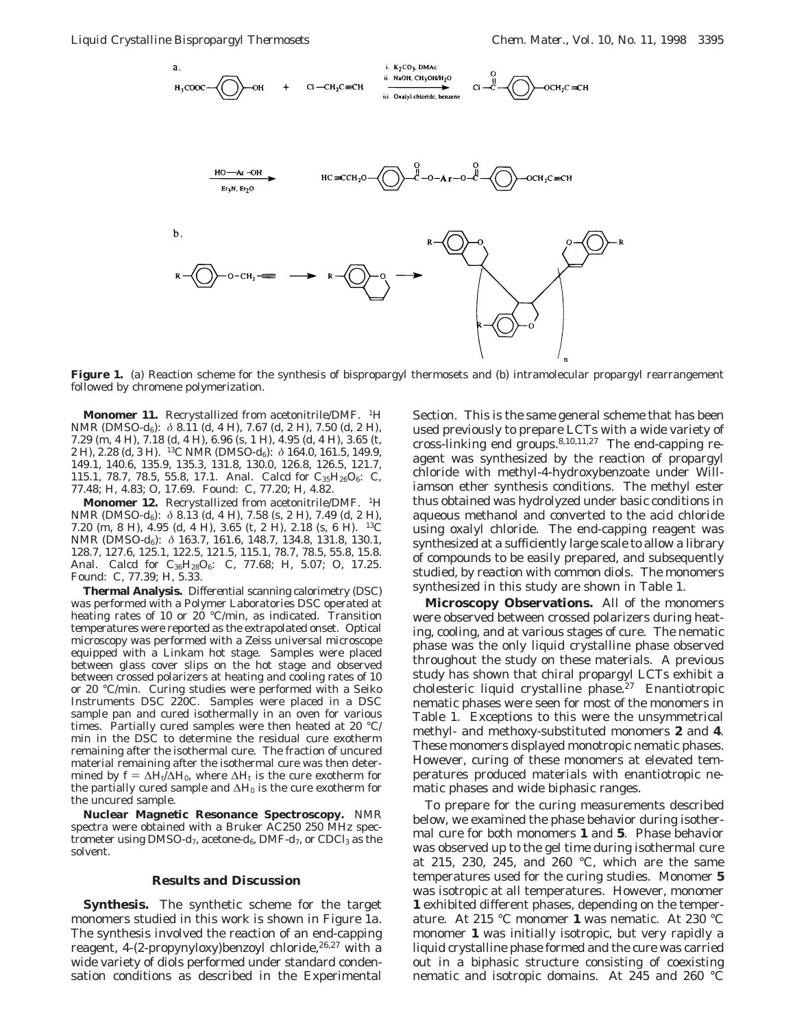**Figure 1.** (a) Reaction scheme for the synthesis of bispropargyl thermosets and (b) intramolecular propargyl rearrangement followed by chromene polymerization.

**Monomer 11.** Recrystallized from acetonitrile/DMF. $^1$H NMR (DMSO-$d_6$): $\delta$ 8.11 (d, 4 H), 7.67 (d, 2 H), 7.50 (d, 2 H), 7.29 (m, 4 H), 7.18 (d, 4 H), 6.96 (s, 1 H), 4.95 (d, 4 H), 3.65 (t, 2 H), 2.28 (d, 3 H). $^{13}$C NMR (DMSO-$d_6$): $\delta$ 164.0, 161.5, 149.9, 149.1, 140.6, 135.9, 135.3, 131.8, 130.0, 126.8, 126.5, 121.7, 115.1, 78.7, 78.5, 55.8, 17.1. Anal. Calcd for $C_{35}H_{26}O_6$: C, 77.48; H, 4.83; O, 17.69. Found: C, 77.20; H, 4.82.

**Monomer 12.** Recrystallized from acetonitrile/DMF. $^1$H NMR (DMSO-$d_6$): $\delta$ 8.13 (d, 4 H), 7.58 (s, 2 H), 7.49 (d, 2 H), 7.20 (m, 8 H), 4.95 (d, 4 H), 3.65 (t, 2 H), 2.18 (s, 6 H). $^{13}$C NMR (DMSO-$d_6$): $\delta$ 163.7, 161.6, 148.7, 134.8, 131.8, 130.1, 128.7, 127.6, 125.1, 122.5, 121.5, 115.1, 78.7, 78.5, 55.8, 15.8. Anal. Calcd for $C_{36}H_{28}O_6$: C, 77.68; H, 5.07; O, 17.25. Found: C, 77.39; H, 5.33.

**Thermal Analysis.** Differential scanning calorimetry (DSC) was performed with a Polymer Laboratories DSC operated at heating rates of 10 or 20 °C/min, as indicated. Transition temperatures were reported as the extrapolated onset. Optical microscopy was performed with a Zeiss universal microscope equipped with a Linkam hot stage. Samples were placed between glass cover slips on the hot stage and observed between crossed polarizers at heating and cooling rates of 10 or 20 °C/min. Curing studies were performed with a Seiko Instruments DSC 220C. Samples were placed in a DSC sample pan and cured isothermally in an oven for various times. Partially cured samples were then heated at 20 °C/min in the DSC to determine the residual cure exotherm remaining after the isothermal cure. The fraction of uncured material remaining after the isothermal cure was then determined by $f = \Delta H_t/\Delta H_0$, where $\Delta H_t$ is the cure exotherm for the partially cured sample and $\Delta H_0$ is the cure exotherm for the uncured sample.

**Nuclear Magnetic Resonance Spectroscopy.** NMR spectra were obtained with a Bruker AC250 250 MHz spectrometer using DMSO-$d_7$, acetone-$d_6$, DMF-$d_7$, or $CDCl_3$ as the solvent.

## Results and Discussion

**Synthesis.** The synthetic scheme for the target monomers studied in this work is shown in Figure 1a. The synthesis involved the reaction of an end-capping reagent, 4-(2-propynyloxy)benzoyl chloride,[26,27] with a wide variety of diols performed under standard condensation conditions as described in the Experimental Section. This is the same general scheme that has been used previously to prepare LCTs with a wide variety of cross-linking end groups.[8,10,11,27] The end-capping reagent was synthesized by the reaction of propargyl chloride with methyl-4-hydroxybenzoate under Williamson ether synthesis conditions. The methyl ester thus obtained was hydrolyzed under basic conditions in aqueous methanol and converted to the acid chloride using oxalyl chloride. The end-capping reagent was synthesized at a sufficiently large scale to allow a library of compounds to be easily prepared, and subsequently studied, by reaction with common diols. The monomers synthesized in this study are shown in Table 1.

**Microscopy Observations.** All of the monomers were observed between crossed polarizers during heating, cooling, and at various stages of cure. The nematic phase was the only liquid crystalline phase observed throughout the study on these materials. A previous study has shown that chiral propargyl LCTs exhibit a cholesteric liquid crystalline phase.[27] Enantiotropic nematic phases were seen for most of the monomers in Table 1. Exceptions to this were the unsymmetrical methyl- and methoxy-substituted monomers **2** and **4**. These monomers displayed monotropic nematic phases. However, curing of these monomers at elevated temperatures produced materials with enantiotropic nematic phases and wide biphasic ranges.

To prepare for the curing measurements described below, we examined the phase behavior during isothermal cure for both monomers **1** and **5**. Phase behavior was observed up to the gel time during isothermal cure at 215, 230, 245, and 260 °C, which are the same temperatures used for the curing studies. Monomer **5** was isotropic at all temperatures. However, monomer **1** exhibited different phases, depending on the temperature. At 215 °C monomer **1** was nematic. At 230 °C monomer **1** was initially isotropic, but very rapidly a liquid crystalline phase formed and the cure was carried out in a biphasic structure consisting of coexisting nematic and isotropic domains. At 245 and 260 °C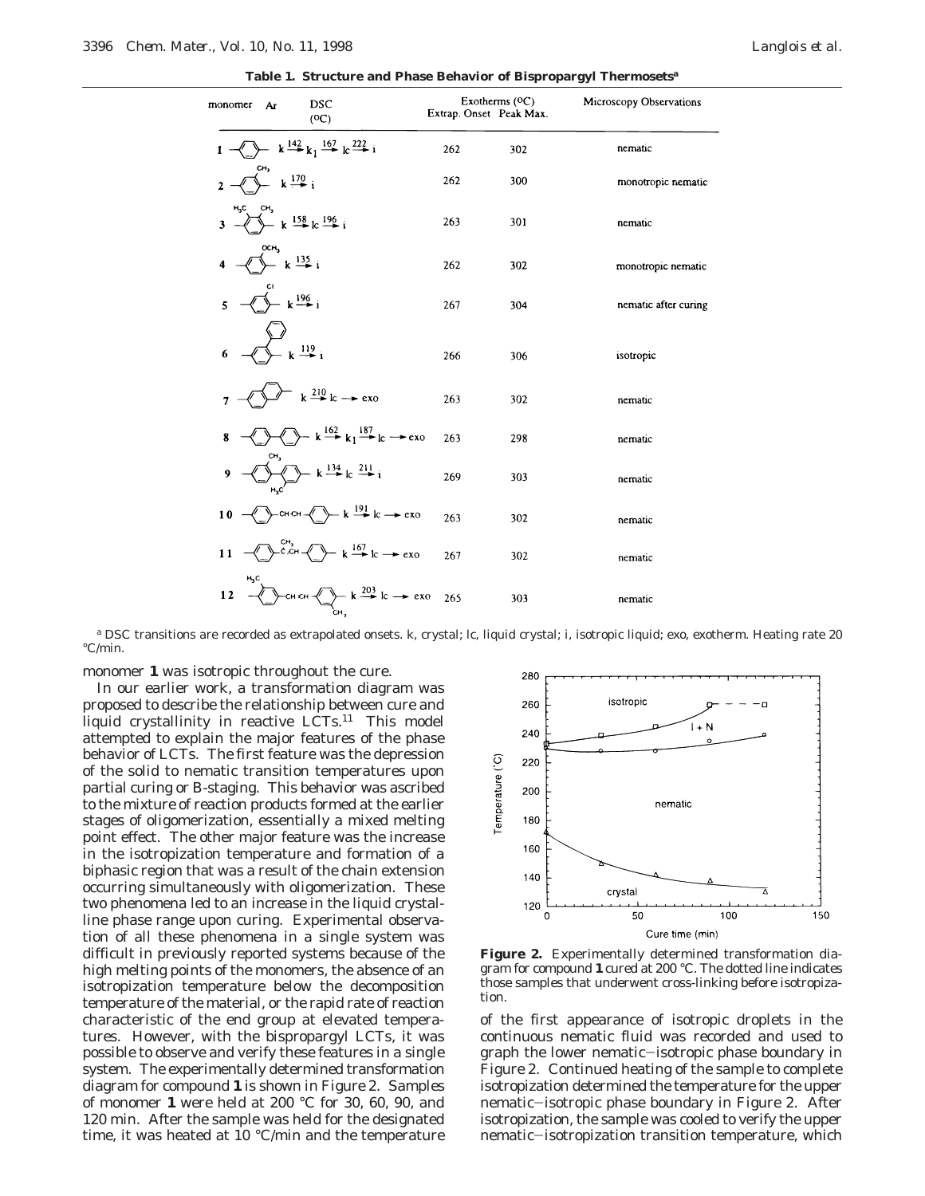**Table 1. Structure and Phase Behavior of Bispropargyl Thermosets**[a]

| monomer | Ar | DSC (°C) | Exotherms (°C) Extrap. Onset | Peak Max. | Microscopy Observations |
|---|---|---|---|---|---|
| 1 | phenylene | k $\xrightarrow{142}$ $k_1$ $\xrightarrow{167}$ lc $\xrightarrow{222}$ i | 262 | 302 | nematic |
| 2 | methylphenylene ($CH_3$) | k $\xrightarrow{170}$ i | 262 | 300 | monotropic nematic |
| 3 | dimethylphenylene ($H_3C$, $CH_3$) | k $\xrightarrow{158}$ lc $\xrightarrow{196}$ i | 263 | 301 | nematic |
| 4 | methoxyphenylene ($OCH_3$) | k $\xrightarrow{135}$ i | 262 | 302 | monotropic nematic |
| 5 | chlorophenylene (Cl) | k $\xrightarrow{196}$ i | 267 | 304 | nematic after curing |
| 6 | phenylphenylene | k $\xrightarrow{119}$ i | 266 | 306 | isotropic |
| 7 | naphthylene | k $\xrightarrow{210}$ lc → exo | 263 | 302 | nematic |
| 8 | terphenylene | k $\xrightarrow{162}$ $k_1$ $\xrightarrow{187}$ lc → exo | 263 | 298 | nematic |
| 9 | dimethylterphenylene ($CH_3$, $H_3C$) | k $\xrightarrow{134}$ lc $\xrightarrow{211}$ i | 269 | 303 | nematic |
| 10 | phenylene–CH:CH–phenylene | k $\xrightarrow{191}$ lc → exo | 263 | 302 | nematic |
| 11 | phenylene–C($CH_3$):CH–phenylene | k $\xrightarrow{167}$ lc → exo | 267 | 302 | nematic |
| 12 | methylphenylene–CH:CH–methylphenylene ($H_3C$, $CH_3$) | k $\xrightarrow{203}$ lc → exo | 265 | 303 | nematic |

[a] DSC transitions are recorded as extrapolated onsets. k, crystal; lc, liquid crystal; i, isotropic liquid; exo, exotherm. Heating rate 20 °C/min.

monomer **1** was isotropic throughout the cure.

In our earlier work, a transformation diagram was proposed to describe the relationship between cure and liquid crystallinity in reactive LCTs.[11] This model attempted to explain the major features of the phase behavior of LCTs. The first feature was the depression of the solid to nematic transition temperatures upon partial curing or B-staging. This behavior was ascribed to the mixture of reaction products formed at the earlier stages of oligomerization, essentially a mixed melting point effect. The other major feature was the increase in the isotropization temperature and formation of a biphasic region that was a result of the chain extension occurring simultaneously with oligomerization. These two phenomena led to an increase in the liquid crystalline phase range upon curing. Experimental observation of all these phenomena in a single system was difficult in previously reported systems because of the high melting points of the monomers, the absence of an isotropization temperature below the decomposition temperature of the material, or the rapid rate of reaction characteristic of the end group at elevated temperatures. However, with the bispropargyl LCTs, it was possible to observe and verify these features in a single system. The experimentally determined transformation diagram for compound **1** is shown in Figure 2. Samples of monomer **1** were held at 200 °C for 30, 60, 90, and 120 min. After the sample was held for the designated time, it was heated at 10 °C/min and the temperature of the first appearance of isotropic droplets in the continuous nematic fluid was recorded and used to graph the lower nematic–isotropic phase boundary in Figure 2. Continued heating of the sample to complete isotropization determined the temperature for the upper nematic–isotropic phase boundary in Figure 2. After isotropization, the sample was cooled to verify the upper nematic–isotropization transition temperature, which

**Figure 2.** Experimentally determined transformation diagram for compound **1** cured at 200 °C. The dotted line indicates those samples that underwent cross-linking before isotropization.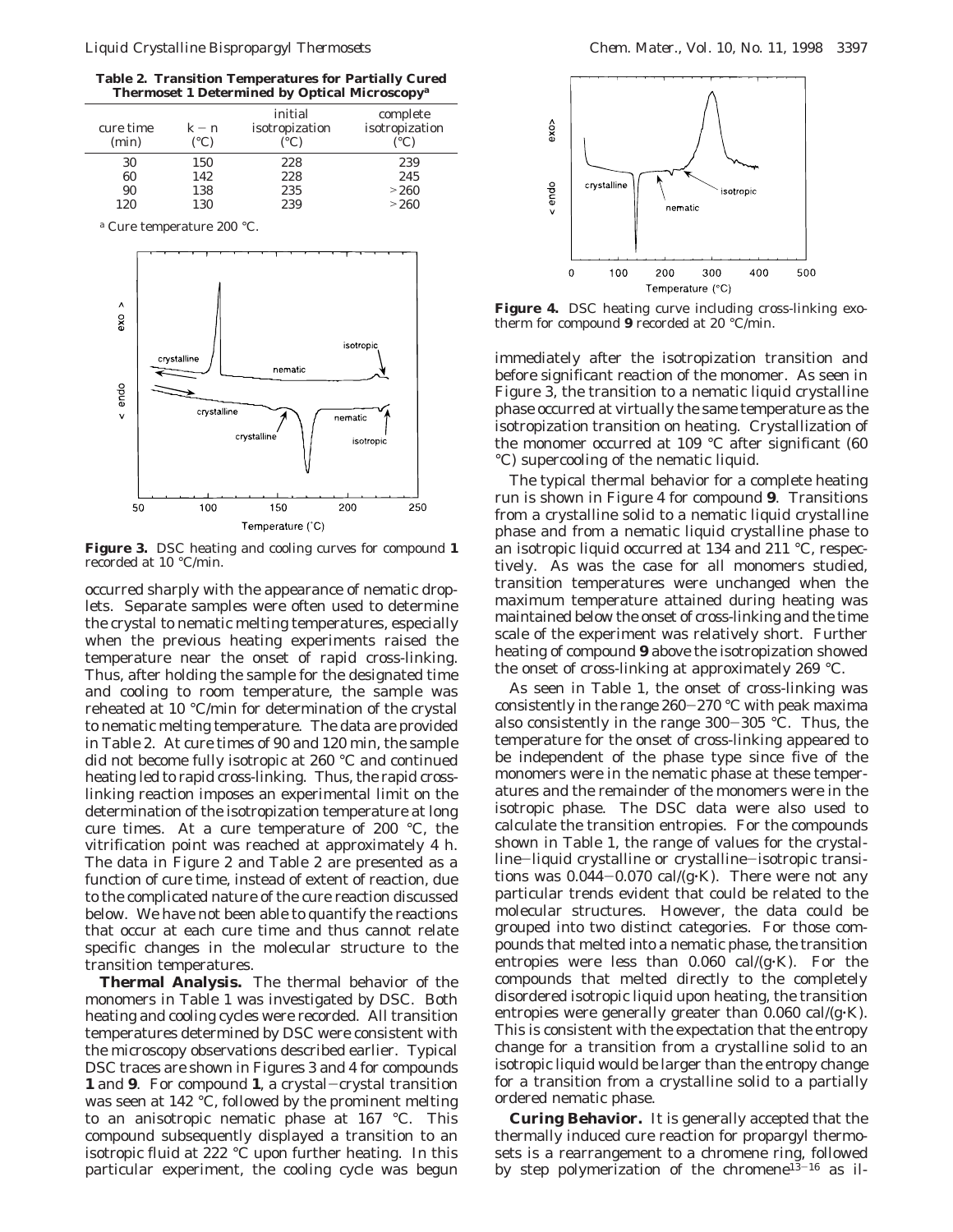**Table 2. Transition Temperatures for Partially Cured Thermoset 1 Determined by Optical Microscopy[a]**

| cure time (min) | k − n (°C) | initial isotropization (°C) | complete isotropization (°C) |
|---|---|---|---|
| 30 | 150 | 228 | 239 |
| 60 | 142 | 228 | 245 |
| 90 | 138 | 235 | >260 |
| 120 | 130 | 239 | >260 |

[a] Cure temperature 200 °C.

**Figure 3.** DSC heating and cooling curves for compound **1** recorded at 10 °C/min.

occurred sharply with the appearance of nematic droplets. Separate samples were often used to determine the crystal to nematic melting temperatures, especially when the previous heating experiments raised the temperature near the onset of rapid cross-linking. Thus, after holding the sample for the designated time and cooling to room temperature, the sample was reheated at 10 °C/min for determination of the crystal to nematic melting temperature. The data are provided in Table 2. At cure times of 90 and 120 min, the sample did not become fully isotropic at 260 °C and continued heating led to rapid cross-linking. Thus, the rapid cross-linking reaction imposes an experimental limit on the determination of the isotropization temperature at long cure times. At a cure temperature of 200 °C, the vitrification point was reached at approximately 4 h. The data in Figure 2 and Table 2 are presented as a function of cure time, instead of extent of reaction, due to the complicated nature of the cure reaction discussed below. We have not been able to quantify the reactions that occur at each cure time and thus cannot relate specific changes in the molecular structure to the transition temperatures.

**Thermal Analysis.** The thermal behavior of the monomers in Table 1 was investigated by DSC. Both heating and cooling cycles were recorded. All transition temperatures determined by DSC were consistent with the microscopy observations described earlier. Typical DSC traces are shown in Figures 3 and 4 for compounds **1** and **9**. For compound **1**, a crystal−crystal transition was seen at 142 °C, followed by the prominent melting to an anisotropic nematic phase at 167 °C. This compound subsequently displayed a transition to an isotropic fluid at 222 °C upon further heating. In this particular experiment, the cooling cycle was begun immediately after the isotropization transition and before significant reaction of the monomer. As seen in Figure 3, the transition to a nematic liquid crystalline phase occurred at virtually the same temperature as the isotropization transition on heating. Crystallization of the monomer occurred at 109 °C after significant (60 °C) supercooling of the nematic liquid.

**Figure 4.** DSC heating curve including cross-linking exotherm for compound **9** recorded at 20 °C/min.

The typical thermal behavior for a complete heating run is shown in Figure 4 for compound **9**. Transitions from a crystalline solid to a nematic liquid crystalline phase and from a nematic liquid crystalline phase to an isotropic liquid occurred at 134 and 211 °C, respectively. As was the case for all monomers studied, transition temperatures were unchanged when the maximum temperature attained during heating was maintained below the onset of cross-linking and the time scale of the experiment was relatively short. Further heating of compound **9** above the isotropization showed the onset of cross-linking at approximately 269 °C.

As seen in Table 1, the onset of cross-linking was consistently in the range 260−270 °C with peak maxima also consistently in the range 300−305 °C. Thus, the temperature for the onset of cross-linking appeared to be independent of the phase type since five of the monomers were in the nematic phase at these temperatures and the remainder of the monomers were in the isotropic phase. The DSC data were also used to calculate the transition entropies. For the compounds shown in Table 1, the range of values for the crystalline−liquid crystalline or crystalline−isotropic transitions was 0.044−0.070 cal/(g·K). There were not any particular trends evident that could be related to the molecular structures. However, the data could be grouped into two distinct categories. For those compounds that melted into a nematic phase, the transition entropies were less than 0.060 cal/(g·K). For the compounds that melted directly to the completely disordered isotropic liquid upon heating, the transition entropies were generally greater than 0.060 cal/(g·K). This is consistent with the expectation that the entropy change for a transition from a crystalline solid to an isotropic liquid would be larger than the entropy change for a transition from a crystalline solid to a partially ordered nematic phase.

**Curing Behavior.** It is generally accepted that the thermally induced cure reaction for propargyl thermosets is a rearrangement to a chromene ring, followed by step polymerization of the chromene[13−16] as il-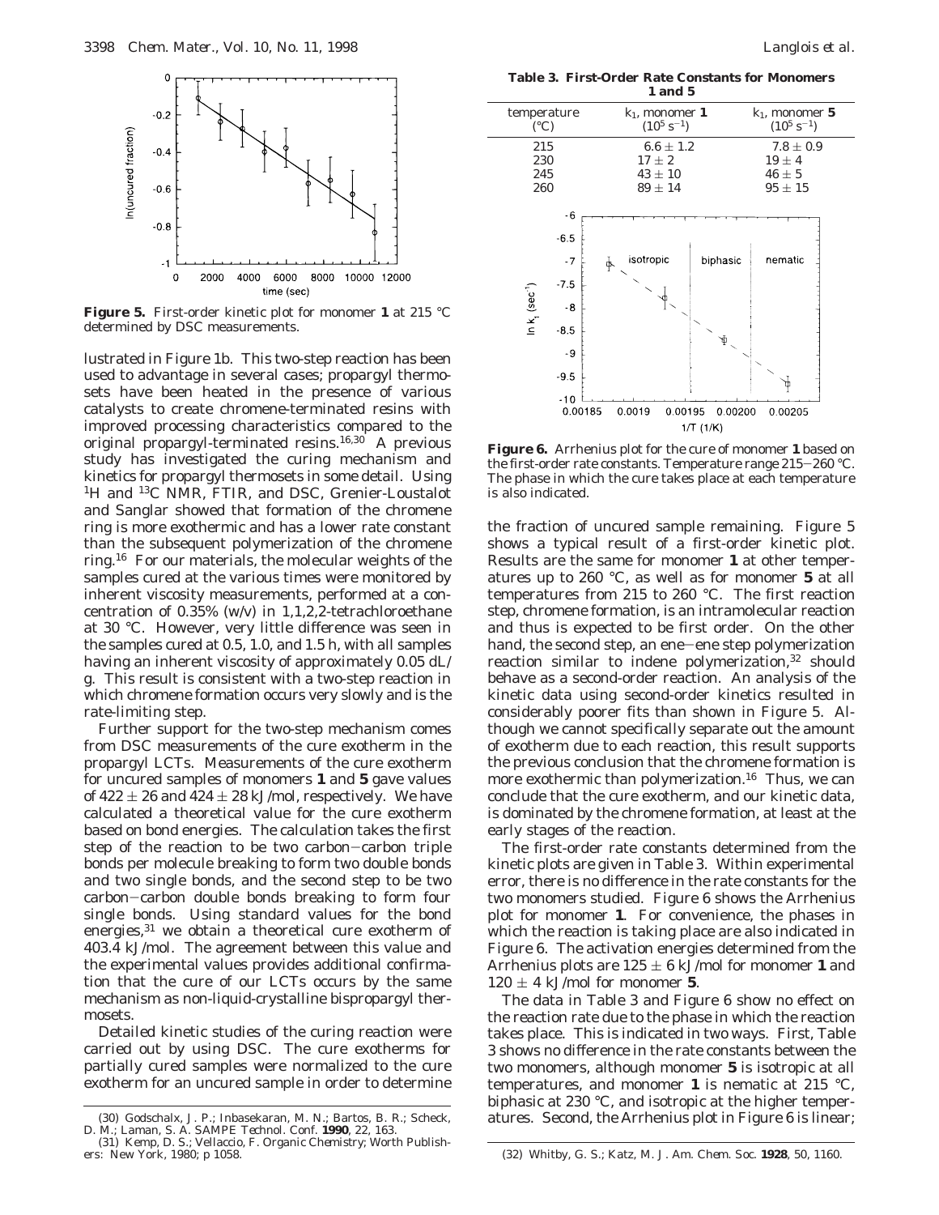**Figure 5.** First-order kinetic plot for monomer **1** at 215 °C determined by DSC measurements.

lustrated in Figure 1b. This two-step reaction has been used to advantage in several cases; propargyl thermosets have been heated in the presence of various catalysts to create chromene-terminated resins with improved processing characteristics compared to the original propargyl-terminated resins.[16,30] A previous study has investigated the curing mechanism and kinetics for propargyl thermosets in some detail. Using $^1$H and $^{13}$C NMR, FTIR, and DSC, Grenier-Loustalot and Sanglar showed that formation of the chromene ring is more exothermic and has a lower rate constant than the subsequent polymerization of the chromene ring.[16] For our materials, the molecular weights of the samples cured at the various times were monitored by inherent viscosity measurements, performed at a concentration of 0.35% (w/v) in 1,1,2,2-tetrachloroethane at 30 °C. However, very little difference was seen in the samples cured at 0.5, 1.0, and 1.5 h, with all samples having an inherent viscosity of approximately 0.05 dL/g. This result is consistent with a two-step reaction in which chromene formation occurs very slowly and is the rate-limiting step.

Further support for the two-step mechanism comes from DSC measurements of the cure exotherm in the propargyl LCTs. Measurements of the cure exotherm for uncured samples of monomers **1** and **5** gave values of $422 \pm 26$ and $424 \pm 28$ kJ/mol, respectively. We have calculated a theoretical value for the cure exotherm based on bond energies. The calculation takes the first step of the reaction to be two carbon−carbon triple bonds per molecule breaking to form two double bonds and two single bonds, and the second step to be two carbon−carbon double bonds breaking to form four single bonds. Using standard values for the bond energies,[31] we obtain a theoretical cure exotherm of 403.4 kJ/mol. The agreement between this value and the experimental values provides additional confirmation that the cure of our LCTs occurs by the same mechanism as non-liquid-crystalline bispropargyl thermosets.

Detailed kinetic studies of the curing reaction were carried out by using DSC. The cure exotherms for partially cured samples were normalized to the cure exotherm for an uncured sample in order to determine the fraction of uncured sample remaining. Figure 5 shows a typical result of a first-order kinetic plot. Results are the same for monomer **1** at other temperatures up to 260 °C, as well as for monomer **5** at all temperatures from 215 to 260 °C. The first reaction step, chromene formation, is an intramolecular reaction and thus is expected to be first order. On the other hand, the second step, an ene−ene step polymerization reaction similar to indene polymerization,[32] should behave as a second-order reaction. An analysis of the kinetic data using second-order kinetics resulted in considerably poorer fits than shown in Figure 5. Although we cannot specifically separate out the amount of exotherm due to each reaction, this result supports the previous conclusion that the chromene formation is more exothermic than polymerization.[16] Thus, we can conclude that the cure exotherm, and our kinetic data, is dominated by the chromene formation, at least at the early stages of the reaction.

**Table 3. First-Order Rate Constants for Monomers 1 and 5**

| temperature (°C) | $k_1$, monomer **1** ($10^5$ s$^{-1}$) | $k_1$, monomer **5** ($10^5$ s$^{-1}$) |
|---|---|---|
| 215 | $6.6 \pm 1.2$ | $7.8 \pm 0.9$ |
| 230 | $17 \pm 2$ | $19 \pm 4$ |
| 245 | $43 \pm 10$ | $46 \pm 5$ |
| 260 | $89 \pm 14$ | $95 \pm 15$ |

**Figure 6.** Arrhenius plot for the cure of monomer **1** based on the first-order rate constants. Temperature range 215−260 °C. The phase in which the cure takes place at each temperature is also indicated.

The first-order rate constants determined from the kinetic plots are given in Table 3. Within experimental error, there is no difference in the rate constants for the two monomers studied. Figure 6 shows the Arrhenius plot for monomer **1**. For convenience, the phases in which the reaction is taking place are also indicated in Figure 6. The activation energies determined from the Arrhenius plots are $125 \pm 6$ kJ/mol for monomer **1** and $120 \pm 4$ kJ/mol for monomer **5**.

The data in Table 3 and Figure 6 show no effect on the reaction rate due to the phase in which the reaction takes place. This is indicated in two ways. First, Table 3 shows no difference in the rate constants between the two monomers, although monomer **5** is isotropic at all temperatures, and monomer **1** is nematic at 215 °C, biphasic at 230 °C, and isotropic at the higher temperatures. Second, the Arrhenius plot in Figure 6 is linear;

(30) Godschalx, J. P.; Inbasekaran, M. N.; Bartos, B. R.; Scheck, D. M.; Laman, S. A. *SAMPE Technol. Conf.* **1990**, 22, 163.

(31) Kemp, D. S.; Vellaccio, F. *Organic Chemistry*; Worth Publishers: New York, 1980; p 1058.

(32) Whitby, G. S.; Katz, M. *J. Am. Chem. Soc.* **1928**, 50, 1160.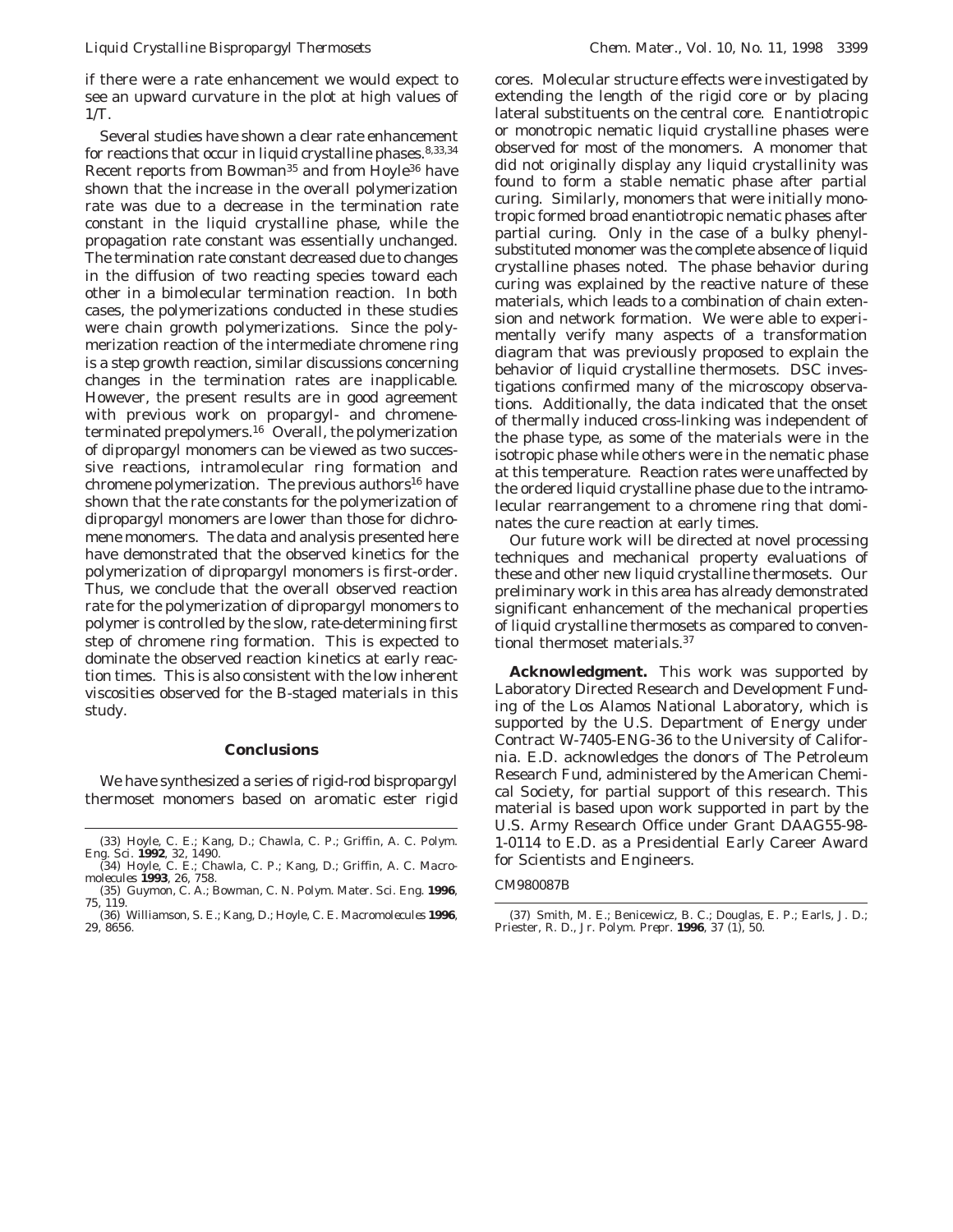if there were a rate enhancement we would expect to see an upward curvature in the plot at high values of $1/T$.

Several studies have shown a clear rate enhancement for reactions that occur in liquid crystalline phases.[8,33,34] Recent reports from Bowman[35] and from Hoyle[36] have shown that the increase in the overall polymerization rate was due to a decrease in the termination rate constant in the liquid crystalline phase, while the propagation rate constant was essentially unchanged. The termination rate constant decreased due to changes in the diffusion of two reacting species toward each other in a bimolecular termination reaction. In both cases, the polymerizations conducted in these studies were chain growth polymerizations. Since the polymerization reaction of the intermediate chromene ring is a step growth reaction, similar discussions concerning changes in the termination rates are inapplicable. However, the present results are in good agreement with previous work on propargyl- and chromene-terminated prepolymers.[16] Overall, the polymerization of dipropargyl monomers can be viewed as two successive reactions, intramolecular ring formation and chromene polymerization. The previous authors[16] have shown that the rate constants for the polymerization of dipropargyl monomers are lower than those for dichromene monomers. The data and analysis presented here have demonstrated that the observed kinetics for the polymerization of dipropargyl monomers is first-order. Thus, we conclude that the overall observed reaction rate for the polymerization of dipropargyl monomers to polymer is controlled by the slow, rate-determining first step of chromene ring formation. This is expected to dominate the observed reaction kinetics at early reaction times. This is also consistent with the low inherent viscosities observed for the B-staged materials in this study.

## Conclusions

We have synthesized a series of rigid-rod bispropargyl thermoset monomers based on aromatic ester rigid cores. Molecular structure effects were investigated by extending the length of the rigid core or by placing lateral substituents on the central core. Enantiotropic or monotropic nematic liquid crystalline phases were observed for most of the monomers. A monomer that did not originally display any liquid crystallinity was found to form a stable nematic phase after partial curing. Similarly, monomers that were initially monotropic formed broad enantiotropic nematic phases after partial curing. Only in the case of a bulky phenyl-substituted monomer was the complete absence of liquid crystalline phases noted. The phase behavior during curing was explained by the reactive nature of these materials, which leads to a combination of chain extension and network formation. We were able to experimentally verify many aspects of a transformation diagram that was previously proposed to explain the behavior of liquid crystalline thermosets. DSC investigations confirmed many of the microscopy observations. Additionally, the data indicated that the onset of thermally induced cross-linking was independent of the phase type, as some of the materials were in the isotropic phase while others were in the nematic phase at this temperature. Reaction rates were unaffected by the ordered liquid crystalline phase due to the intramolecular rearrangement to a chromene ring that dominates the cure reaction at early times.

Our future work will be directed at novel processing techniques and mechanical property evaluations of these and other new liquid crystalline thermosets. Our preliminary work in this area has already demonstrated significant enhancement of the mechanical properties of liquid crystalline thermosets as compared to conventional thermoset materials.[37]

**Acknowledgment.** This work was supported by Laboratory Directed Research and Development Funding of the Los Alamos National Laboratory, which is supported by the U.S. Department of Energy under Contract W-7405-ENG-36 to the University of California. E.D. acknowledges the donors of The Petroleum Research Fund, administered by the American Chemical Society, for partial support of this research. This material is based upon work supported in part by the U.S. Army Research Office under Grant DAAG55-98-1-0114 to E.D. as a Presidential Early Career Award for Scientists and Engineers.

CM980087B

(33) Hoyle, C. E.; Kang, D.; Chawla, C. P.; Griffin, A. C. *Polym. Eng. Sci.* **1992**, *32*, 1490.
(34) Hoyle, C. E.; Chawla, C. P.; Kang, D.; Griffin, A. C. *Macromolecules* **1993**, *26*, 758.
(35) Guymon, C. A.; Bowman, C. N. *Polym. Mater. Sci. Eng.* **1996**, *75*, 119.
(36) Williamson, S. E.; Kang, D.; Hoyle, C. E. *Macromolecules* **1996**, *29*, 8656.
(37) Smith, M. E.; Benicewicz, B. C.; Douglas, E. P.; Earls, J. D.; Priester, R. D., Jr. *Polym. Prepr.* **1996**, *37* (1), 50.